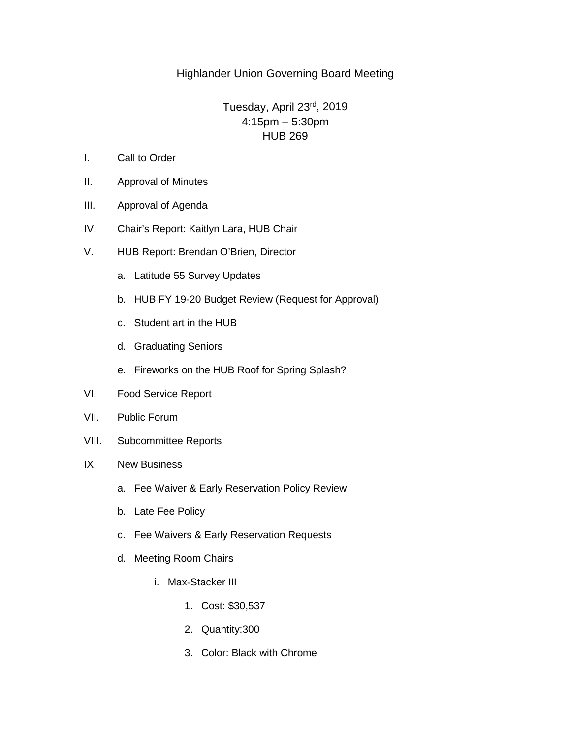# Highlander Union Governing Board Meeting

Tuesday, April 23rd, 2019
4:15pm – 5:30pm
HUB 269

I. Call to Order

II. Approval of Minutes

III. Approval of Agenda

IV. Chair's Report: Kaitlyn Lara, HUB Chair

V. HUB Report: Brendan O'Brien, Director

  a. Latitude 55 Survey Updates

  b. HUB FY 19-20 Budget Review (Request for Approval)

  c. Student art in the HUB

  d. Graduating Seniors

  e. Fireworks on the HUB Roof for Spring Splash?

VI. Food Service Report

VII. Public Forum

VIII. Subcommittee Reports

IX. New Business

  a. Fee Waiver & Early Reservation Policy Review

  b. Late Fee Policy

  c. Fee Waivers & Early Reservation Requests

  d. Meeting Room Chairs

    i. Max-Stacker III

      1. Cost: $30,537

      2. Quantity:300

      3. Color: Black with Chrome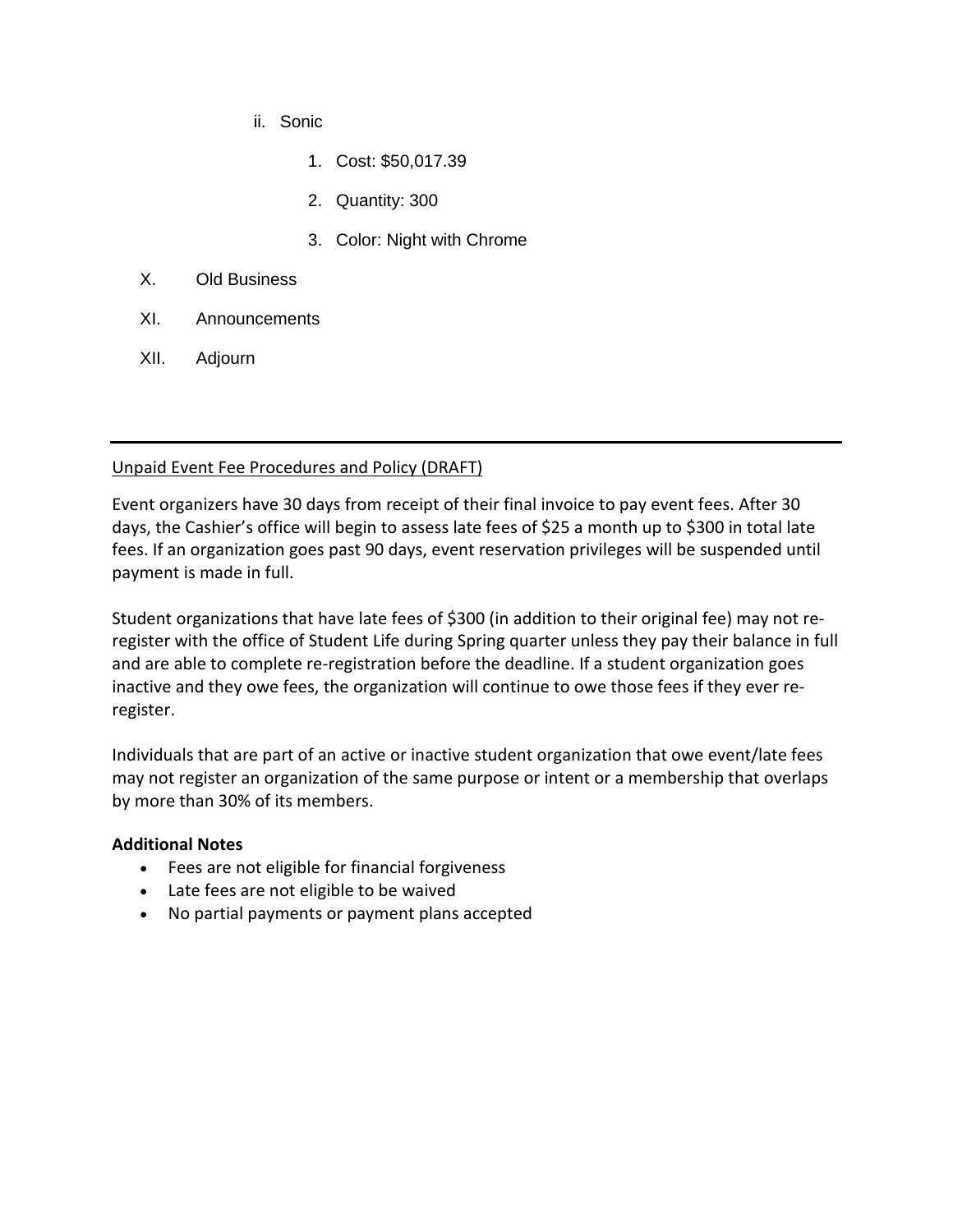ii. Sonic

1. Cost: $50,017.39
2. Quantity: 300
3. Color: Night with Chrome

X. Old Business

XI. Announcements

XII. Adjourn

---

Unpaid Event Fee Procedures and Policy (DRAFT)

Event organizers have 30 days from receipt of their final invoice to pay event fees. After 30 days, the Cashier's office will begin to assess late fees of $25 a month up to $300 in total late fees. If an organization goes past 90 days, event reservation privileges will be suspended until payment is made in full.

Student organizations that have late fees of $300 (in addition to their original fee) may not re-register with the office of Student Life during Spring quarter unless they pay their balance in full and are able to complete re-registration before the deadline. If a student organization goes inactive and they owe fees, the organization will continue to owe those fees if they ever re-register.

Individuals that are part of an active or inactive student organization that owe event/late fees may not register an organization of the same purpose or intent or a membership that overlaps by more than 30% of its members.

**Additional Notes**

- Fees are not eligible for financial forgiveness
- Late fees are not eligible to be waived
- No partial payments or payment plans accepted